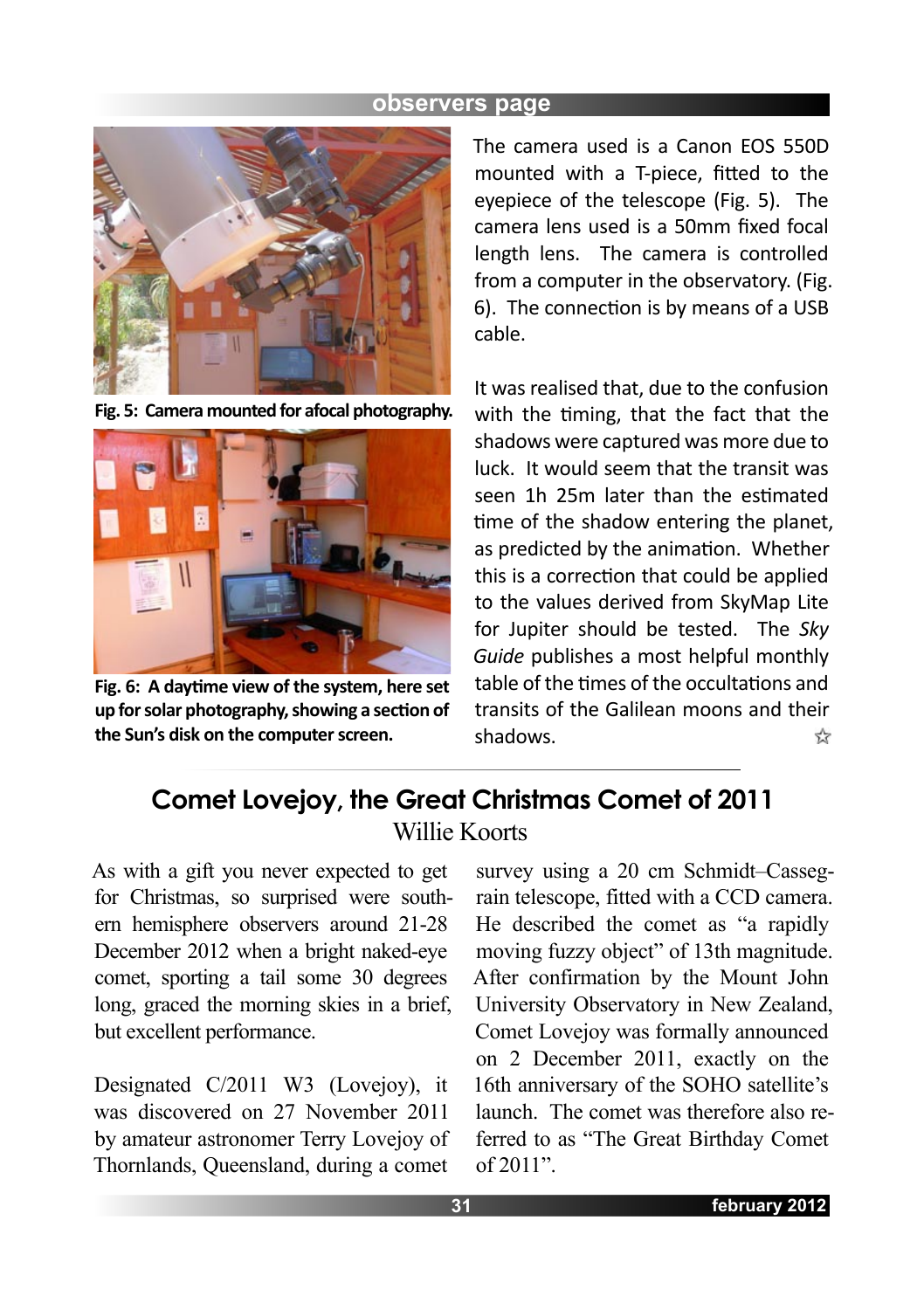Fig. 5: Camera mounted for afocal photography.

Fig. 6: A daytime view of the system, here set up for solar photography, showing a section of the Sun's disk on the computer screen.

The camera used is a Canon EOS 550D mounted with a T-piece, fitted to the eyepiece of the telescope (Fig. 5). The camera lens used is a 50mm fixed focal length lens. The camera is controlled from a computer in the observatory. (Fig. 6). The connection is by means of a USB cable.

It was realised that, due to the confusion with the timing, that the fact that the shadows were captured was more due to luck. It would seem that the transit was seen 1h 25m later than the estimated time of the shadow entering the planet, as predicted by the animation. Whether this is a correction that could be applied to the values derived from SkyMap Lite for Jupiter should be tested. The *Sky Guide* publishes a most helpful monthly table of the times of the occultations and transits of the Galilean moons and their shadows. ☆

## Comet Lovejoy, the Great Christmas Comet of 2011

Willie Koorts

As with a gift you never expected to get for Christmas, so surprised were southern hemisphere observers around 21-28 December 2012 when a bright naked-eye comet, sporting a tail some 30 degrees long, graced the morning skies in a brief, but excellent performance.

Designated C/2011 W3 (Lovejoy), it was discovered on 27 November 2011 by amateur astronomer Terry Lovejoy of Thornlands, Queensland, during a comet survey using a 20 cm Schmidt–Cassegrain telescope, fitted with a CCD camera. He described the comet as "a rapidly moving fuzzy object" of 13th magnitude. After confirmation by the Mount John University Observatory in New Zealand, Comet Lovejoy was formally announced on 2 December 2011, exactly on the 16th anniversary of the SOHO satellite's launch. The comet was therefore also referred to as "The Great Birthday Comet of 2011".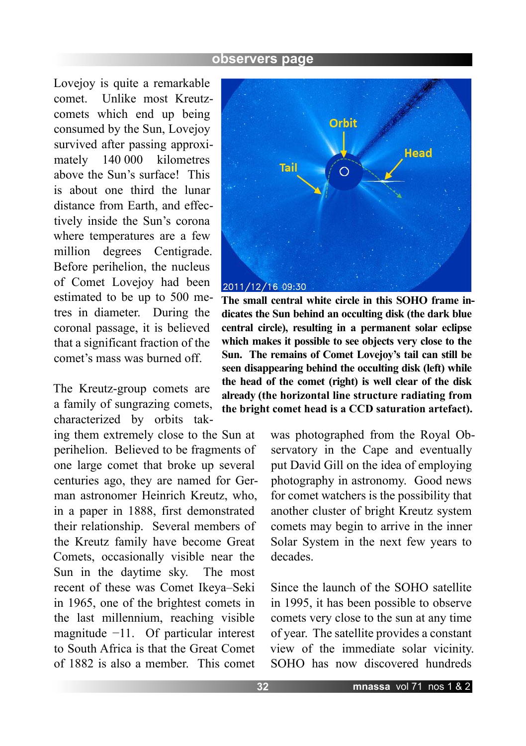Lovejoy is quite a remarkable comet. Unlike most Kreutz-comets which end up being consumed by the Sun, Lovejoy survived after passing approximately 140 000 kilometres above the Sun's surface! This is about one third the lunar distance from Earth, and effectively inside the Sun's corona where temperatures are a few million degrees Centigrade. Before perihelion, the nucleus of Comet Lovejoy had been estimated to be up to 500 metres in diameter. During the coronal passage, it is believed that a significant fraction of the comet's mass was burned off.

**The small central white circle in this SOHO frame indicates the Sun behind an occulting disk (the dark blue central circle), resulting in a permanent solar eclipse which makes it possible to see objects very close to the Sun. The remains of Comet Lovejoy's tail can still be seen disappearing behind the occulting disk (left) while the head of the comet (right) is well clear of the disk already (the horizontal line structure radiating from the bright comet head is a CCD saturation artefact).**

The Kreutz-group comets are a family of sungrazing comets, characterized by orbits taking them extremely close to the Sun at perihelion. Believed to be fragments of one large comet that broke up several centuries ago, they are named for German astronomer Heinrich Kreutz, who, in a paper in 1888, first demonstrated their relationship. Several members of the Kreutz family have become Great Comets, occasionally visible near the Sun in the daytime sky. The most recent of these was Comet Ikeya–Seki in 1965, one of the brightest comets in the last millennium, reaching visible magnitude −11. Of particular interest to South Africa is that the Great Comet of 1882 is also a member. This comet was photographed from the Royal Observatory in the Cape and eventually put David Gill on the idea of employing photography in astronomy. Good news for comet watchers is the possibility that another cluster of bright Kreutz system comets may begin to arrive in the inner Solar System in the next few years to decades.

Since the launch of the SOHO satellite in 1995, it has been possible to observe comets very close to the sun at any time of year. The satellite provides a constant view of the immediate solar vicinity. SOHO has now discovered hundreds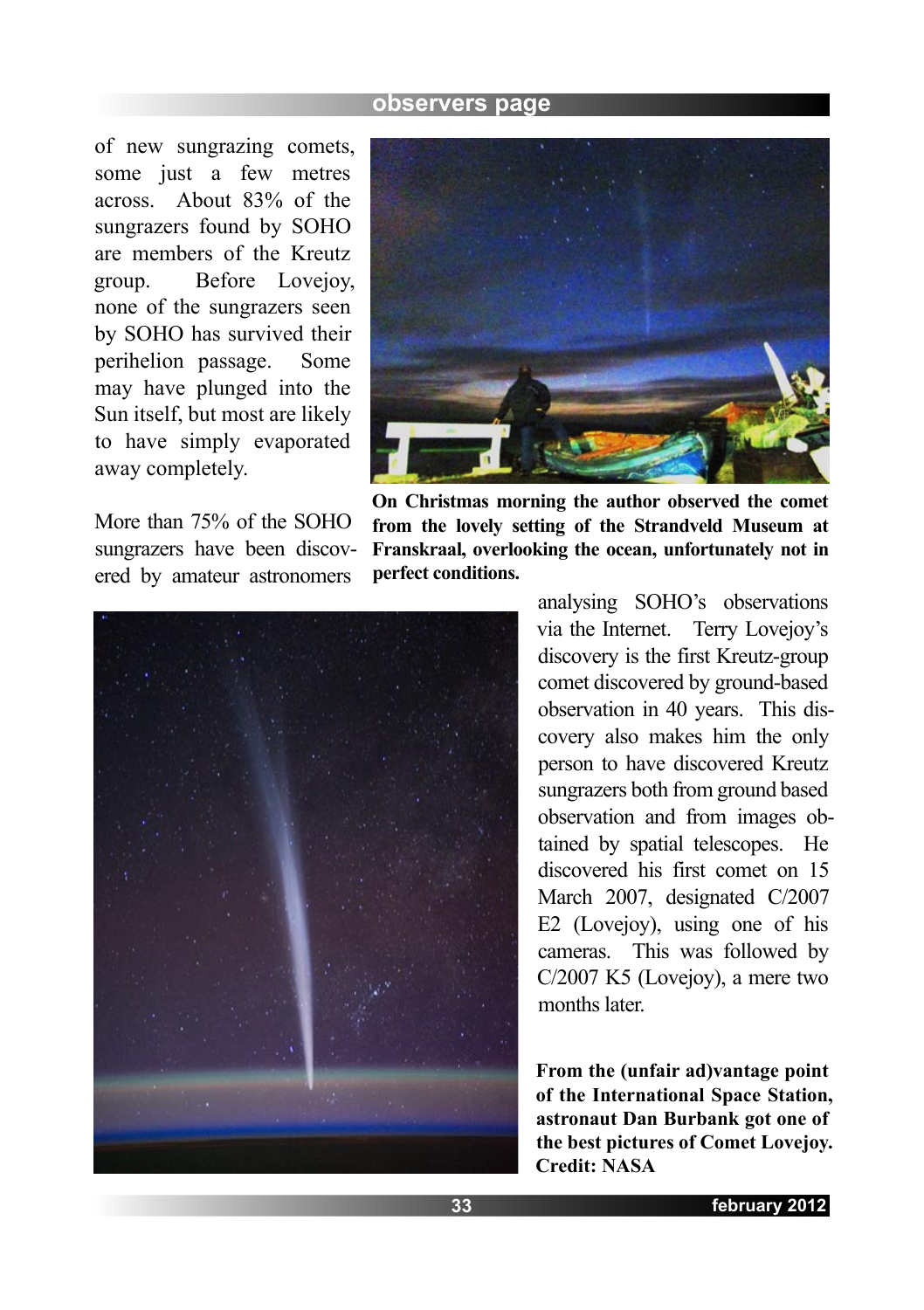of new sungrazing comets, some just a few metres across. About 83% of the sungrazers found by SOHO are members of the Kreutz group. Before Lovejoy, none of the sungrazers seen by SOHO has survived their perihelion passage. Some may have plunged into the Sun itself, but most are likely to have simply evaporated away completely.

**On Christmas morning the author observed the comet from the lovely setting of the Strandveld Museum at Franskraal, overlooking the ocean, unfortunately not in perfect conditions.**

More than 75% of the SOHO sungrazers have been discovered by amateur astronomers analysing SOHO's observations via the Internet. Terry Lovejoy's discovery is the first Kreutz-group comet discovered by ground-based observation in 40 years. This discovery also makes him the only person to have discovered Kreutz sungrazers both from ground based observation and from images obtained by spatial telescopes. He discovered his first comet on 15 March 2007, designated C/2007 E2 (Lovejoy), using one of his cameras. This was followed by C/2007 K5 (Lovejoy), a mere two months later.

**From the (unfair ad)vantage point of the International Space Station, astronaut Dan Burbank got one of the best pictures of Comet Lovejoy. Credit: NASA**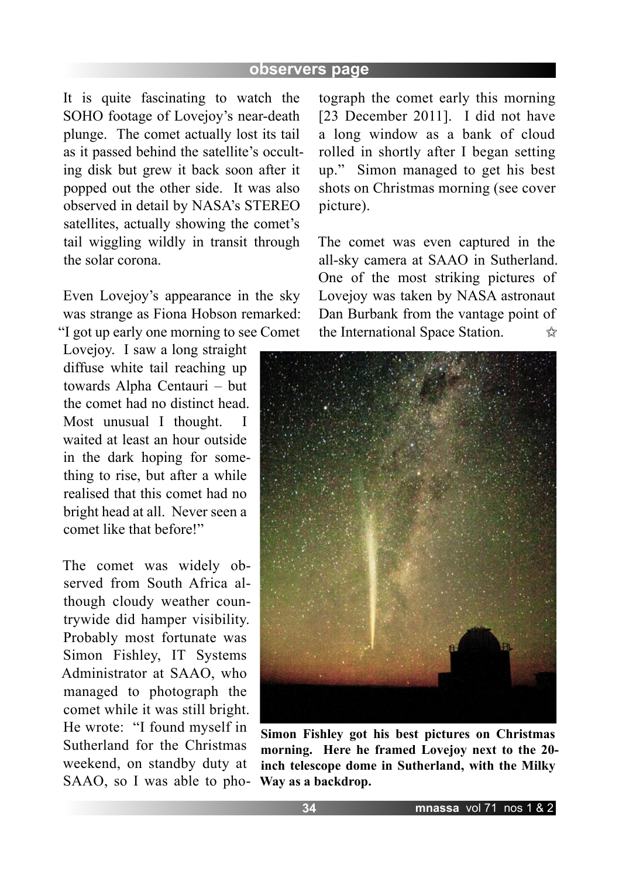It is quite fascinating to watch the SOHO footage of Lovejoy's near-death plunge. The comet actually lost its tail as it passed behind the satellite's occulting disk but grew it back soon after it popped out the other side. It was also observed in detail by NASA's STEREO satellites, actually showing the comet's tail wiggling wildly in transit through the solar corona.

Even Lovejoy's appearance in the sky was strange as Fiona Hobson remarked: "I got up early one morning to see Comet Lovejoy. I saw a long straight diffuse white tail reaching up towards Alpha Centauri – but the comet had no distinct head. Most unusual I thought. I waited at least an hour outside in the dark hoping for something to rise, but after a while realised that this comet had no bright head at all. Never seen a comet like that before!"

The comet was widely observed from South Africa although cloudy weather countrywide did hamper visibility. Probably most fortunate was Simon Fishley, IT Systems Administrator at SAAO, who managed to photograph the comet while it was still bright. He wrote: "I found myself in Sutherland for the Christmas weekend, on standby duty at SAAO, so I was able to photograph the comet early this morning [23 December 2011]. I did not have a long window as a bank of cloud rolled in shortly after I began setting up." Simon managed to get his best shots on Christmas morning (see cover picture).

The comet was even captured in the all-sky camera at SAAO in Sutherland. One of the most striking pictures of Lovejoy was taken by NASA astronaut Dan Burbank from the vantage point of the International Space Station. ☆

**Simon Fishley got his best pictures on Christmas morning. Here he framed Lovejoy next to the 20-inch telescope dome in Sutherland, with the Milky Way as a backdrop.**